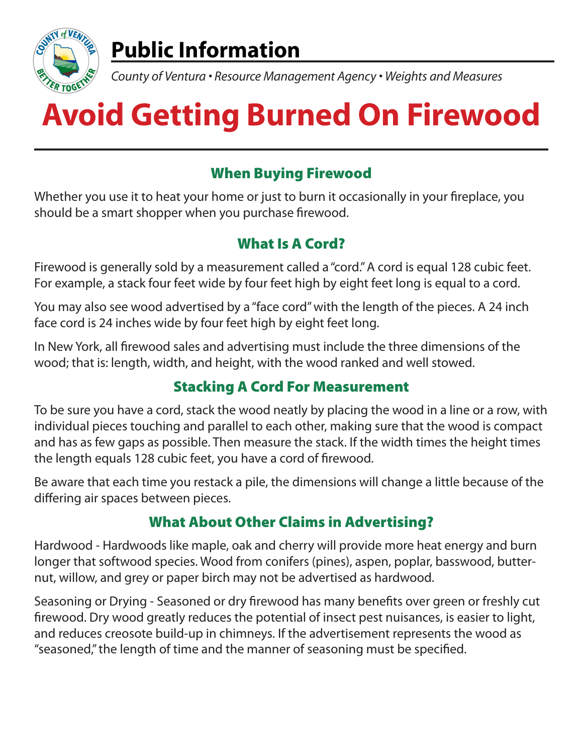# Public Information

*County of Ventura • Resource Management Agency • Weights and Measures*

# Avoid Getting Burned On Firewood

## When Buying Firewood

Whether you use it to heat your home or just to burn it occasionally in your fireplace, you should be a smart shopper when you purchase firewood.

## What Is A Cord?

Firewood is generally sold by a measurement called a "cord." A cord is equal 128 cubic feet. For example, a stack four feet wide by four feet high by eight feet long is equal to a cord.

You may also see wood advertised by a "face cord" with the length of the pieces. A 24 inch face cord is 24 inches wide by four feet high by eight feet long.

In New York, all firewood sales and advertising must include the three dimensions of the wood; that is: length, width, and height, with the wood ranked and well stowed.

## Stacking A Cord For Measurement

To be sure you have a cord, stack the wood neatly by placing the wood in a line or a row, with individual pieces touching and parallel to each other, making sure that the wood is compact and has as few gaps as possible. Then measure the stack. If the width times the height times the length equals 128 cubic feet, you have a cord of firewood.

Be aware that each time you restack a pile, the dimensions will change a little because of the differing air spaces between pieces.

## What About Other Claims in Advertising?

Hardwood - Hardwoods like maple, oak and cherry will provide more heat energy and burn longer that softwood species. Wood from conifers (pines), aspen, poplar, basswood, butternut, willow, and grey or paper birch may not be advertised as hardwood.

Seasoning or Drying - Seasoned or dry firewood has many benefits over green or freshly cut firewood. Dry wood greatly reduces the potential of insect pest nuisances, is easier to light, and reduces creosote build-up in chimneys. If the advertisement represents the wood as "seasoned," the length of time and the manner of seasoning must be specified.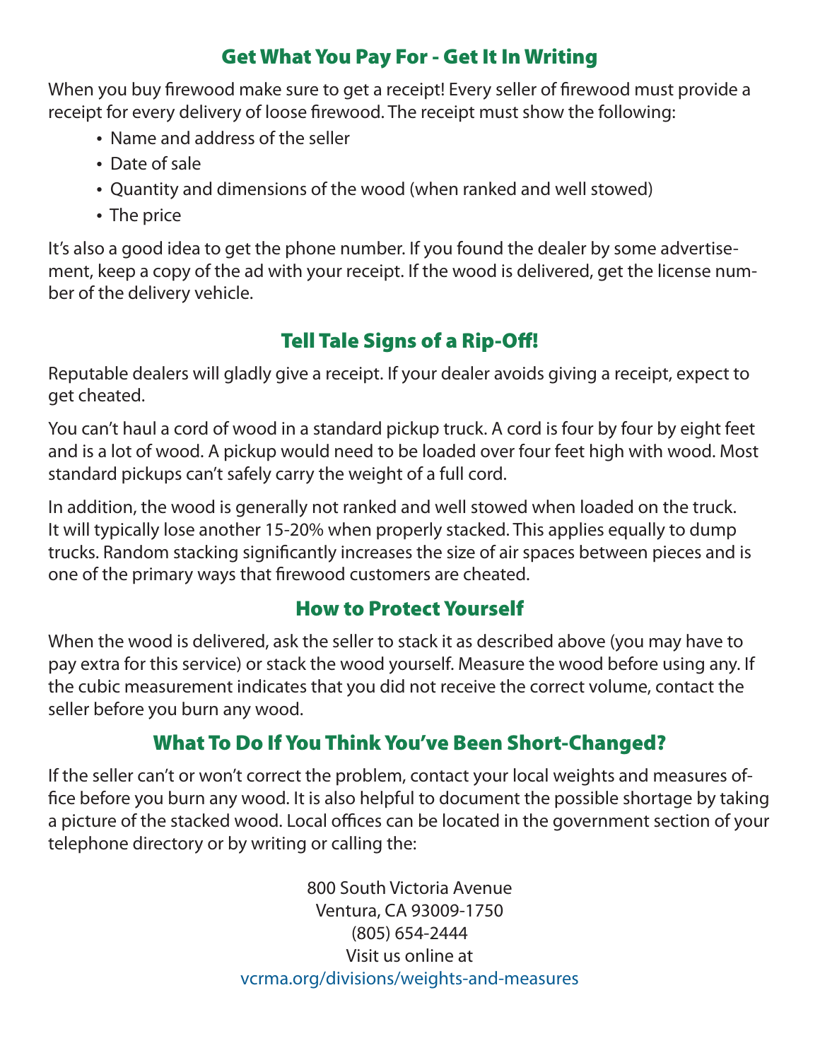## Get What You Pay For - Get It In Writing

When you buy firewood make sure to get a receipt! Every seller of firewood must provide a receipt for every delivery of loose firewood. The receipt must show the following:

- Name and address of the seller
- Date of sale
- Quantity and dimensions of the wood (when ranked and well stowed)
- The price

It's also a good idea to get the phone number. If you found the dealer by some advertisement, keep a copy of the ad with your receipt. If the wood is delivered, get the license number of the delivery vehicle.

## Tell Tale Signs of a Rip-Off!

Reputable dealers will gladly give a receipt. If your dealer avoids giving a receipt, expect to get cheated.

You can't haul a cord of wood in a standard pickup truck. A cord is four by four by eight feet and is a lot of wood. A pickup would need to be loaded over four feet high with wood. Most standard pickups can't safely carry the weight of a full cord.

In addition, the wood is generally not ranked and well stowed when loaded on the truck. It will typically lose another 15-20% when properly stacked. This applies equally to dump trucks. Random stacking significantly increases the size of air spaces between pieces and is one of the primary ways that firewood customers are cheated.

## How to Protect Yourself

When the wood is delivered, ask the seller to stack it as described above (you may have to pay extra for this service) or stack the wood yourself. Measure the wood before using any. If the cubic measurement indicates that you did not receive the correct volume, contact the seller before you burn any wood.

## What To Do If You Think You've Been Short-Changed?

If the seller can't or won't correct the problem, contact your local weights and measures office before you burn any wood. It is also helpful to document the possible shortage by taking a picture of the stacked wood. Local offices can be located in the government section of your telephone directory or by writing or calling the:

800 South Victoria Avenue
Ventura, CA 93009-1750
(805) 654-2444
Visit us online at
vcrma.org/divisions/weights-and-measures